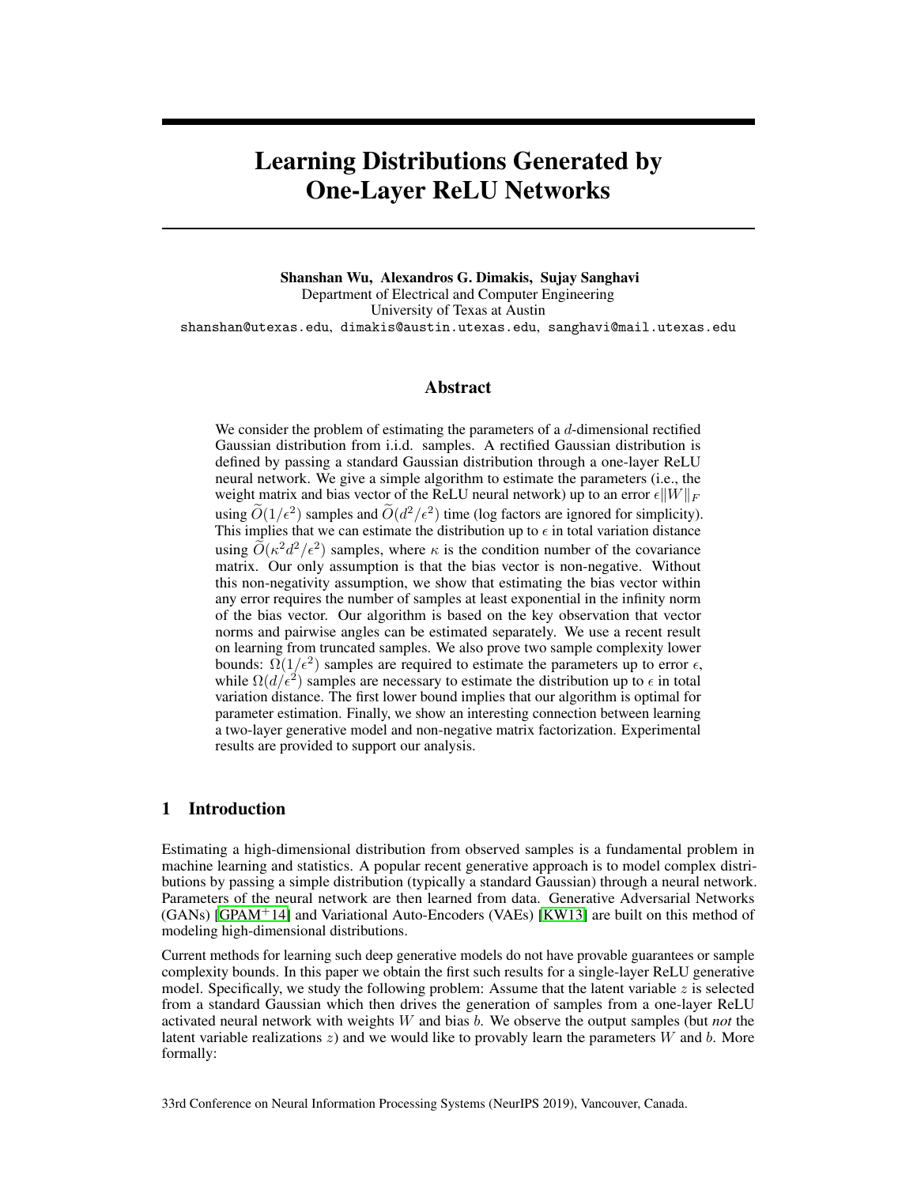# Learning Distributions Generated by One-Layer ReLU Networks

**Shanshan Wu, Alexandros G. Dimakis, Sujay Sanghavi**
Department of Electrical and Computer Engineering
University of Texas at Austin
shanshan@utexas.edu, dimakis@austin.utexas.edu, sanghavi@mail.utexas.edu

## Abstract

We consider the problem of estimating the parameters of a $d$-dimensional rectified Gaussian distribution from i.i.d. samples. A rectified Gaussian distribution is defined by passing a standard Gaussian distribution through a one-layer ReLU neural network. We give a simple algorithm to estimate the parameters (i.e., the weight matrix and bias vector of the ReLU neural network) up to an error $\epsilon\|W\|_F$ using $\widetilde{O}(1/\epsilon^2)$ samples and $\widetilde{O}(d^2/\epsilon^2)$ time (log factors are ignored for simplicity). This implies that we can estimate the distribution up to $\epsilon$ in total variation distance using $\widetilde{O}(\kappa^2 d^2/\epsilon^2)$ samples, where $\kappa$ is the condition number of the covariance matrix. Our only assumption is that the bias vector is non-negative. Without this non-negativity assumption, we show that estimating the bias vector within any error requires the number of samples at least exponential in the infinity norm of the bias vector. Our algorithm is based on the key observation that vector norms and pairwise angles can be estimated separately. We use a recent result on learning from truncated samples. We also prove two sample complexity lower bounds: $\Omega(1/\epsilon^2)$ samples are required to estimate the parameters up to error $\epsilon$, while $\Omega(d/\epsilon^2)$ samples are necessary to estimate the distribution up to $\epsilon$ in total variation distance. The first lower bound implies that our algorithm is optimal for parameter estimation. Finally, we show an interesting connection between learning a two-layer generative model and non-negative matrix factorization. Experimental results are provided to support our analysis.

## 1 Introduction

Estimating a high-dimensional distribution from observed samples is a fundamental problem in machine learning and statistics. A popular recent generative approach is to model complex distributions by passing a simple distribution (typically a standard Gaussian) through a neural network. Parameters of the neural network are then learned from data. Generative Adversarial Networks (GANs) [GPAM+14] and Variational Auto-Encoders (VAEs) [KW13] are built on this method of modeling high-dimensional distributions.

Current methods for learning such deep generative models do not have provable guarantees or sample complexity bounds. In this paper we obtain the first such results for a single-layer ReLU generative model. Specifically, we study the following problem: Assume that the latent variable $z$ is selected from a standard Gaussian which then drives the generation of samples from a one-layer ReLU activated neural network with weights $W$ and bias $b$. We observe the output samples (but *not* the latent variable realizations $z$) and we would like to provably learn the parameters $W$ and $b$. More formally:

33rd Conference on Neural Information Processing Systems (NeurIPS 2019), Vancouver, Canada.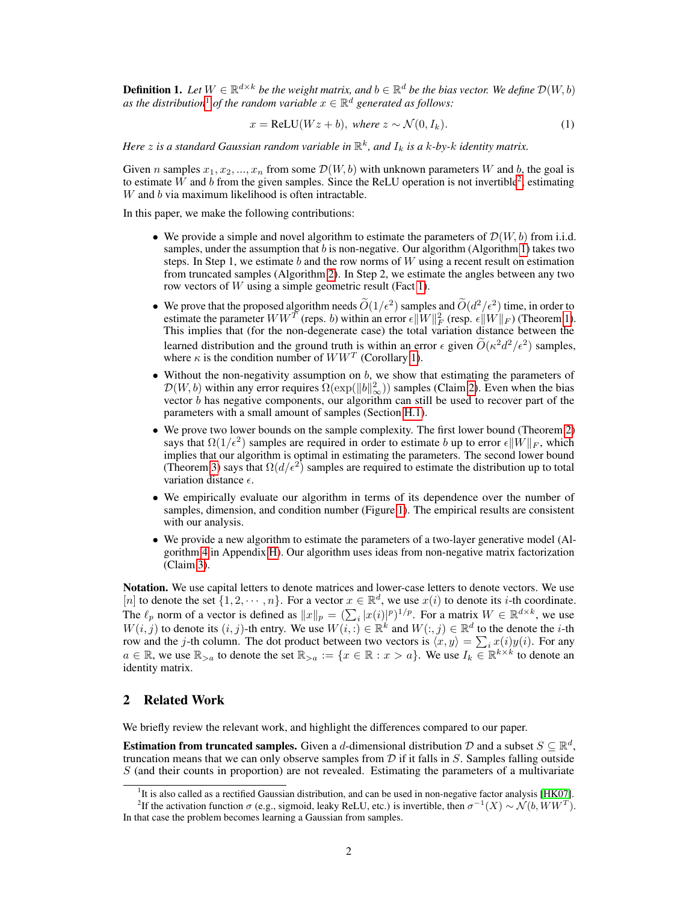**Definition 1.** *Let $W \in \mathbb{R}^{d \times k}$ be the weight matrix, and $b \in \mathbb{R}^d$ be the bias vector. We define $\mathcal{D}(W, b)$ as the distribution*[1] *of the random variable $x \in \mathbb{R}^d$ generated as follows:*

$$x = \text{ReLU}(Wz + b), \text{ where } z \sim \mathcal{N}(0, I_k). \tag{1}$$

*Here $z$ is a standard Gaussian random variable in $\mathbb{R}^k$, and $I_k$ is a $k$-by-$k$ identity matrix.*

Given $n$ samples $x_1, x_2, ..., x_n$ from some $\mathcal{D}(W, b)$ with unknown parameters $W$ and $b$, the goal is to estimate $W$ and $b$ from the given samples. Since the ReLU operation is not invertible[2], estimating $W$ and $b$ via maximum likelihood is often intractable.

In this paper, we make the following contributions:

- We provide a simple and novel algorithm to estimate the parameters of $\mathcal{D}(W, b)$ from i.i.d. samples, under the assumption that $b$ is non-negative. Our algorithm (Algorithm 1) takes two steps. In Step 1, we estimate $b$ and the row norms of $W$ using a recent result on estimation from truncated samples (Algorithm 2). In Step 2, we estimate the angles between any two row vectors of $W$ using a simple geometric result (Fact 1).
- We prove that the proposed algorithm needs $\widetilde{O}(1/\epsilon^2)$ samples and $\widetilde{O}(d^2/\epsilon^2)$ time, in order to estimate the parameter $WW^T$ (reps. $b$) within an error $\epsilon\|W\|_F^2$ (resp. $\epsilon\|W\|_F$) (Theorem 1). This implies that (for the non-degenerate case) the total variation distance between the learned distribution and the ground truth is within an error $\epsilon$ given $\widetilde{O}(\kappa^2 d^2/\epsilon^2)$ samples, where $\kappa$ is the condition number of $WW^T$ (Corollary 1).
- Without the non-negativity assumption on $b$, we show that estimating the parameters of $\mathcal{D}(W, b)$ within any error requires $\Omega(\exp(\|b\|_\infty^2))$ samples (Claim 2). Even when the bias vector $b$ has negative components, our algorithm can still be used to recover part of the parameters with a small amount of samples (Section H.1).
- We prove two lower bounds on the sample complexity. The first lower bound (Theorem 2) says that $\Omega(1/\epsilon^2)$ samples are required in order to estimate $b$ up to error $\epsilon\|W\|_F$, which implies that our algorithm is optimal in estimating the parameters. The second lower bound (Theorem 3) says that $\Omega(d/\epsilon^2)$ samples are required to estimate the distribution up to total variation distance $\epsilon$.
- We empirically evaluate our algorithm in terms of its dependence over the number of samples, dimension, and condition number (Figure 1). The empirical results are consistent with our analysis.
- We provide a new algorithm to estimate the parameters of a two-layer generative model (Algorithm 4 in Appendix H). Our algorithm uses ideas from non-negative matrix factorization (Claim 3).

**Notation.** We use capital letters to denote matrices and lower-case letters to denote vectors. We use $[n]$ to denote the set $\{1, 2, \cdots, n\}$. For a vector $x \in \mathbb{R}^d$, we use $x(i)$ to denote its $i$-th coordinate. The $\ell_p$ norm of a vector is defined as $\|x\|_p = (\sum_i |x(i)|^p)^{1/p}$. For a matrix $W \in \mathbb{R}^{d \times k}$, we use $W(i, j)$ to denote its $(i, j)$-th entry. We use $W(i, :) \in \mathbb{R}^k$ and $W(:, j) \in \mathbb{R}^d$ to the denote the $i$-th row and the $j$-th column. The dot product between two vectors is $\langle x, y \rangle = \sum_i x(i)y(i)$. For any $a \in \mathbb{R}$, we use $\mathbb{R}_{>a}$ to denote the set $\mathbb{R}_{>a} := \{x \in \mathbb{R} : x > a\}$. We use $I_k \in \mathbb{R}^{k \times k}$ to denote an identity matrix.

## 2 Related Work

We briefly review the relevant work, and highlight the differences compared to our paper.

**Estimation from truncated samples.** Given a $d$-dimensional distribution $\mathcal{D}$ and a subset $S \subseteq \mathbb{R}^d$, truncation means that we can only observe samples from $\mathcal{D}$ if it falls in $S$. Samples falling outside $S$ (and their counts in proportion) are not revealed. Estimating the parameters of a multivariate

[1] It is also called as a rectified Gaussian distribution, and can be used in non-negative factor analysis [HK07].

[2] If the activation function $\sigma$ (e.g., sigmoid, leaky ReLU, etc.) is invertible, then $\sigma^{-1}(X) \sim \mathcal{N}(b, WW^T)$. In that case the problem becomes learning a Gaussian from samples.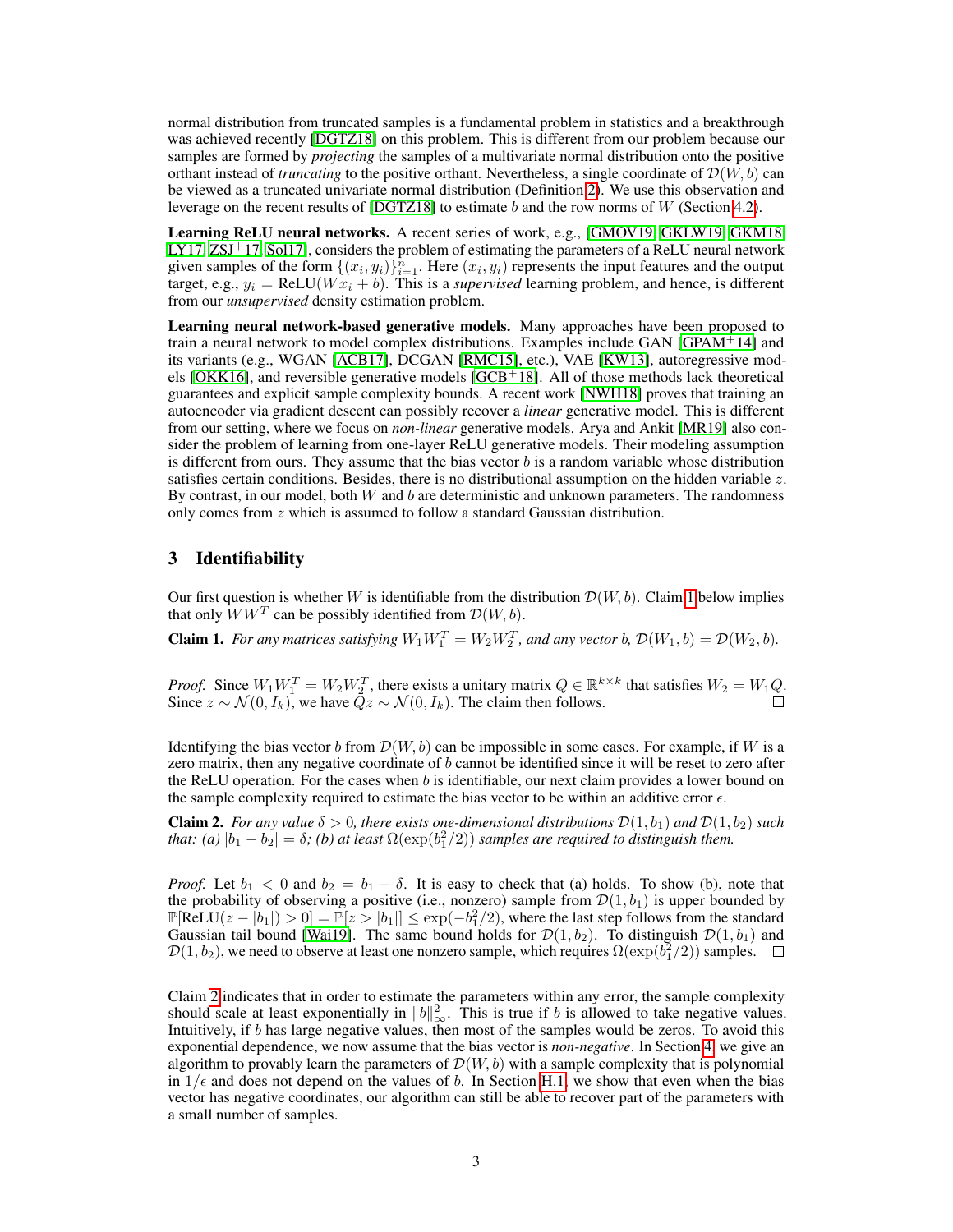normal distribution from truncated samples is a fundamental problem in statistics and a breakthrough was achieved recently [DGTZ18] on this problem. This is different from our problem because our samples are formed by *projecting* the samples of a multivariate normal distribution onto the positive orthant instead of *truncating* to the positive orthant. Nevertheless, a single coordinate of $\mathcal{D}(W, b)$ can be viewed as a truncated univariate normal distribution (Definition 2). We use this observation and leverage on the recent results of [DGTZ18] to estimate $b$ and the row norms of $W$ (Section 4.2).

**Learning ReLU neural networks.** A recent series of work, e.g., [GMOV19, GKLW19, GKM18, LY17, ZSJ+17, Sol17], considers the problem of estimating the parameters of a ReLU neural network given samples of the form $\{(x_i, y_i)\}_{i=1}^n$. Here $(x_i, y_i)$ represents the input features and the output target, e.g., $y_i = \text{ReLU}(W x_i + b)$. This is a *supervised* learning problem, and hence, is different from our *unsupervised* density estimation problem.

**Learning neural network-based generative models.** Many approaches have been proposed to train a neural network to model complex distributions. Examples include GAN [GPAM+14] and its variants (e.g., WGAN [ACB17], DCGAN [RMC15], etc.), VAE [KW13], autoregressive models [OKK16], and reversible generative models [GCB+18]. All of those methods lack theoretical guarantees and explicit sample complexity bounds. A recent work [NWH18] proves that training an autoencoder via gradient descent can possibly recover a *linear* generative model. This is different from our setting, where we focus on *non-linear* generative models. Arya and Ankit [MR19] also consider the problem of learning from one-layer ReLU generative models. Their modeling assumption is different from ours. They assume that the bias vector $b$ is a random variable whose distribution satisfies certain conditions. Besides, there is no distributional assumption on the hidden variable $z$. By contrast, in our model, both $W$ and $b$ are deterministic and unknown parameters. The randomness only comes from $z$ which is assumed to follow a standard Gaussian distribution.

## 3 Identifiability

Our first question is whether $W$ is identifiable from the distribution $\mathcal{D}(W, b)$. Claim 1 below implies that only $WW^T$ can be possibly identified from $\mathcal{D}(W, b)$.

**Claim 1.** *For any matrices satisfying $W_1 W_1^T = W_2 W_2^T$, and any vector $b$, $\mathcal{D}(W_1, b) = \mathcal{D}(W_2, b)$.*

*Proof.* Since $W_1 W_1^T = W_2 W_2^T$, there exists a unitary matrix $Q \in \mathbb{R}^{k \times k}$ that satisfies $W_2 = W_1 Q$. Since $z \sim \mathcal{N}(0, I_k)$, we have $Qz \sim \mathcal{N}(0, I_k)$. The claim then follows. □

Identifying the bias vector $b$ from $\mathcal{D}(W, b)$ can be impossible in some cases. For example, if $W$ is a zero matrix, then any negative coordinate of $b$ cannot be identified since it will be reset to zero after the ReLU operation. For the cases when $b$ is identifiable, our next claim provides a lower bound on the sample complexity required to estimate the bias vector to be within an additive error $\epsilon$.

**Claim 2.** *For any value $\delta > 0$, there exists one-dimensional distributions $\mathcal{D}(1, b_1)$ and $\mathcal{D}(1, b_2)$ such that: (a) $|b_1 - b_2| = \delta$; (b) at least $\Omega(\exp(b_1^2/2))$ samples are required to distinguish them.*

*Proof.* Let $b_1 < 0$ and $b_2 = b_1 - \delta$. It is easy to check that (a) holds. To show (b), note that the probability of observing a positive (i.e., nonzero) sample from $\mathcal{D}(1, b_1)$ is upper bounded by $\mathbb{P}[\text{ReLU}(z - |b_1|) > 0] = \mathbb{P}[z > |b_1|] \leq \exp(-b_1^2/2)$, where the last step follows from the standard Gaussian tail bound [Wai19]. The same bound holds for $\mathcal{D}(1, b_2)$. To distinguish $\mathcal{D}(1, b_1)$ and $\mathcal{D}(1, b_2)$, we need to observe at least one nonzero sample, which requires $\Omega(\exp(b_1^2/2))$ samples. □

Claim 2 indicates that in order to estimate the parameters within any error, the sample complexity should scale at least exponentially in $\|b\|_\infty^2$. This is true if $b$ is allowed to take negative values. Intuitively, if $b$ has large negative values, then most of the samples would be zeros. To avoid this exponential dependence, we now assume that the bias vector is *non-negative*. In Section 4, we give an algorithm to provably learn the parameters of $\mathcal{D}(W, b)$ with a sample complexity that is polynomial in $1/\epsilon$ and does not depend on the values of $b$. In Section H.1, we show that even when the bias vector has negative coordinates, our algorithm can still be able to recover part of the parameters with a small number of samples.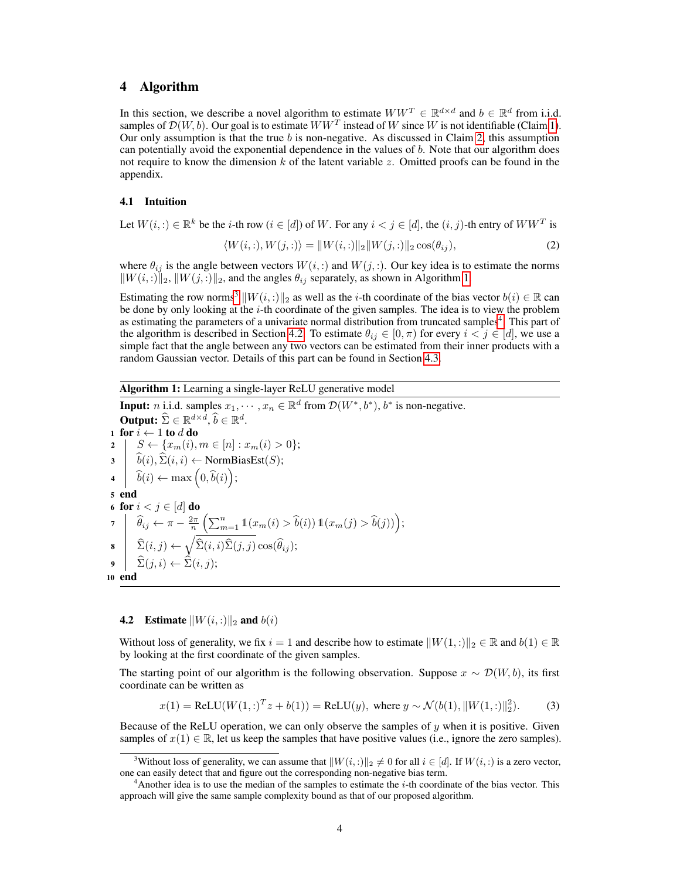## 4 Algorithm

In this section, we describe a novel algorithm to estimate $WW^T \in \mathbb{R}^{d\times d}$ and $b \in \mathbb{R}^d$ from i.i.d. samples of $\mathcal{D}(W, b)$. Our goal is to estimate $WW^T$ instead of $W$ since $W$ is not identifiable (Claim 1). Our only assumption is that the true $b$ is non-negative. As discussed in Claim 2, this assumption can potentially avoid the exponential dependence in the values of $b$. Note that our algorithm does not require to know the dimension $k$ of the latent variable $z$. Omitted proofs can be found in the appendix.

### 4.1 Intuition

Let $W(i,:) \in \mathbb{R}^k$ be the $i$-th row ($i \in [d]$) of $W$. For any $i < j \in [d]$, the $(i, j)$-th entry of $WW^T$ is

$$\langle W(i,:), W(j,:)\rangle = \|W(i,:)\|_2 \|W(j,:)\|_2 \cos(\theta_{ij}), \tag{2}$$

where $\theta_{ij}$ is the angle between vectors $W(i,:)$ and $W(j,:)$. Our key idea is to estimate the norms $\|W(i,:)\|_2$, $\|W(j,:)\|_2$, and the angles $\theta_{ij}$ separately, as shown in Algorithm 1.

Estimating the row norms[3] $\|W(i,:)\|_2$ as well as the $i$-th coordinate of the bias vector $b(i) \in \mathbb{R}$ can be done by only looking at the $i$-th coordinate of the given samples. The idea is to view the problem as estimating the parameters of a univariate normal distribution from truncated samples[4]. This part of the algorithm is described in Section 4.2. To estimate $\theta_{ij} \in [0, \pi)$ for every $i < j \in [d]$, we use a simple fact that the angle between any two vectors can be estimated from their inner products with a random Gaussian vector. Details of this part can be found in Section 4.3.

---

**Algorithm 1:** Learning a single-layer ReLU generative model

**Input:** $n$ i.i.d. samples $x_1, \cdots, x_n \in \mathbb{R}^d$ from $\mathcal{D}(W^*, b^*)$, $b^*$ is non-negative.
**Output:** $\widehat{\Sigma} \in \mathbb{R}^{d\times d}$, $\widehat{b} \in \mathbb{R}^d$.

1. **for** $i \leftarrow 1$ **to** $d$ **do**
2. $\quad S \leftarrow \{x_m(i), m \in [n] : x_m(i) > 0\}$;
3. $\quad \widehat{b}(i), \widehat{\Sigma}(i,i) \leftarrow$ NormBiasEst$(S)$;
4. $\quad \widehat{b}(i) \leftarrow \max\left(0, \widehat{b}(i)\right)$;
5. **end**
6. **for** $i < j \in [d]$ **do**
7. $\quad \widehat{\theta}_{ij} \leftarrow \pi - \frac{2\pi}{n}\left(\sum_{m=1}^n \mathbb{1}(x_m(i) > \widehat{b}(i))\,\mathbb{1}(x_m(j) > \widehat{b}(j))\right)$;
8. $\quad \widehat{\Sigma}(i,j) \leftarrow \sqrt{\widehat{\Sigma}(i,i)\widehat{\Sigma}(j,j)}\cos(\widehat{\theta}_{ij})$;
9. $\quad \widehat{\Sigma}(j,i) \leftarrow \widehat{\Sigma}(i,j)$;
10. **end**

---

### 4.2 Estimate $\|W(i,:)\|_2$ and $b(i)$

Without loss of generality, we fix $i = 1$ and describe how to estimate $\|W(1,:)\|_2 \in \mathbb{R}$ and $b(1) \in \mathbb{R}$ by looking at the first coordinate of the given samples.

The starting point of our algorithm is the following observation. Suppose $x \sim \mathcal{D}(W, b)$, its first coordinate can be written as

$$x(1) = \text{ReLU}(W(1,:)^T z + b(1)) = \text{ReLU}(y), \text{ where } y \sim \mathcal{N}(b(1), \|W(1,:)\|_2^2). \tag{3}$$

Because of the ReLU operation, we can only observe the samples of $y$ when it is positive. Given samples of $x(1) \in \mathbb{R}$, let us keep the samples that have positive values (i.e., ignore the zero samples).

[3] Without loss of generality, we can assume that $\|W(i,:)\|_2 \neq 0$ for all $i \in [d]$. If $W(i,:)$ is a zero vector, one can easily detect that and figure out the corresponding non-negative bias term.

[4] Another idea is to use the median of the samples to estimate the $i$-th coordinate of the bias vector. This approach will give the same sample complexity bound as that of our proposed algorithm.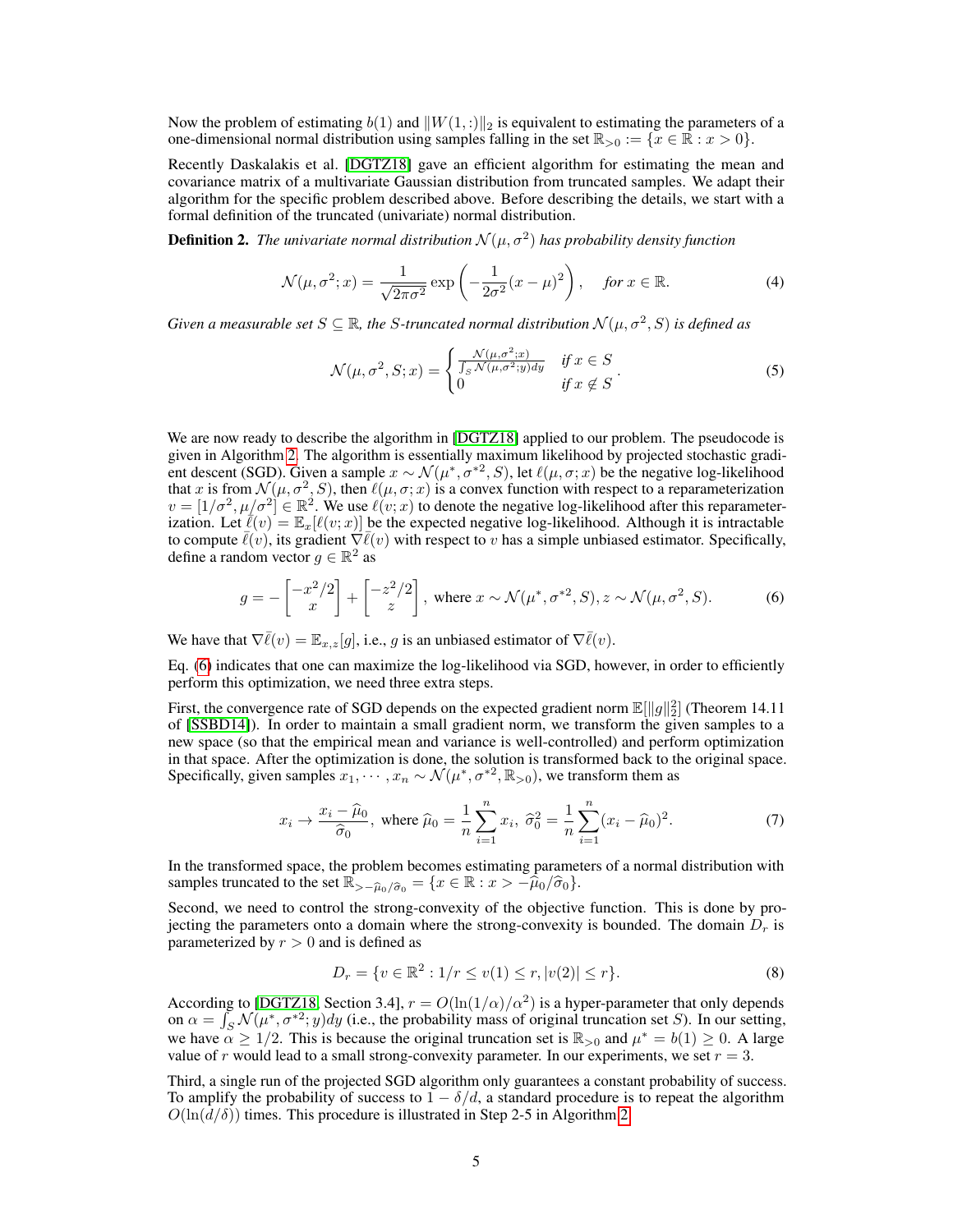Now the problem of estimating $b(1)$ and $\|W(1,:)\|_2$ is equivalent to estimating the parameters of a one-dimensional normal distribution using samples falling in the set $\mathbb{R}_{>0} := \{x \in \mathbb{R} : x > 0\}$.

Recently Daskalakis et al. [DGTZ18] gave an efficient algorithm for estimating the mean and covariance matrix of a multivariate Gaussian distribution from truncated samples. We adapt their algorithm for the specific problem described above. Before describing the details, we start with a formal definition of the truncated (univariate) normal distribution.

**Definition 2.** *The univariate normal distribution $\mathcal{N}(\mu, \sigma^2)$ has probability density function*

$$\mathcal{N}(\mu, \sigma^2; x) = \frac{1}{\sqrt{2\pi\sigma^2}} \exp\left(-\frac{1}{2\sigma^2}(x-\mu)^2\right), \quad \textit{for } x \in \mathbb{R}. \tag{4}$$

*Given a measurable set $S \subseteq \mathbb{R}$, the $S$-truncated normal distribution $\mathcal{N}(\mu, \sigma^2, S)$ is defined as*

$$\mathcal{N}(\mu, \sigma^2, S; x) = \begin{cases} \frac{\mathcal{N}(\mu,\sigma^2;x)}{\int_S \mathcal{N}(\mu,\sigma^2;y)dy} & \textit{if } x \in S \\ 0 & \textit{if } x \notin S \end{cases}. \tag{5}$$

We are now ready to describe the algorithm in [DGTZ18] applied to our problem. The pseudocode is given in Algorithm 2. The algorithm is essentially maximum likelihood by projected stochastic gradient descent (SGD). Given a sample $x \sim \mathcal{N}(\mu^*, \sigma^{*2}, S)$, let $\ell(\mu, \sigma; x)$ be the negative log-likelihood that $x$ is from $\mathcal{N}(\mu, \sigma^2, S)$, then $\ell(\mu, \sigma; x)$ is a convex function with respect to a reparameterization $v = [1/\sigma^2, \mu/\sigma^2] \in \mathbb{R}^2$. We use $\ell(v; x)$ to denote the negative log-likelihood after this reparameterization. Let $\bar{\ell}(v) = \mathbb{E}_x[\ell(v; x)]$ be the expected negative log-likelihood. Although it is intractable to compute $\bar{\ell}(v)$, its gradient $\nabla\bar{\ell}(v)$ with respect to $v$ has a simple unbiased estimator. Specifically, define a random vector $g \in \mathbb{R}^2$ as

$$g = -\begin{bmatrix} -x^2/2 \\ x \end{bmatrix} + \begin{bmatrix} -z^2/2 \\ z \end{bmatrix}, \text{ where } x \sim \mathcal{N}(\mu^*, \sigma^{*2}, S), z \sim \mathcal{N}(\mu, \sigma^2, S). \tag{6}$$

We have that $\nabla\bar{\ell}(v) = \mathbb{E}_{x,z}[g]$, i.e., $g$ is an unbiased estimator of $\nabla\bar{\ell}(v)$.

Eq. (6) indicates that one can maximize the log-likelihood via SGD, however, in order to efficiently perform this optimization, we need three extra steps.

First, the convergence rate of SGD depends on the expected gradient norm $\mathbb{E}[\|g\|_2^2]$ (Theorem 14.11 of [SSBD14]). In order to maintain a small gradient norm, we transform the given samples to a new space (so that the empirical mean and variance is well-controlled) and perform optimization in that space. After the optimization is done, the solution is transformed back to the original space. Specifically, given samples $x_1, \cdots, x_n \sim \mathcal{N}(\mu^*, \sigma^{*2}, \mathbb{R}_{>0})$, we transform them as

$$x_i \to \frac{x_i - \widehat{\mu}_0}{\widehat{\sigma}_0}, \text{ where } \widehat{\mu}_0 = \frac{1}{n}\sum_{i=1}^n x_i, \ \widehat{\sigma}_0^2 = \frac{1}{n}\sum_{i=1}^n (x_i - \widehat{\mu}_0)^2. \tag{7}$$

In the transformed space, the problem becomes estimating parameters of a normal distribution with samples truncated to the set $\mathbb{R}_{>-\widehat{\mu}_0/\widehat{\sigma}_0} = \{x \in \mathbb{R} : x > -\widehat{\mu}_0/\widehat{\sigma}_0\}$.

Second, we need to control the strong-convexity of the objective function. This is done by projecting the parameters onto a domain where the strong-convexity is bounded. The domain $D_r$ is parameterized by $r > 0$ and is defined as

$$D_r = \{v \in \mathbb{R}^2 : 1/r \le v(1) \le r, |v(2)| \le r\}. \tag{8}$$

According to [DGTZ18, Section 3.4], $r = O(\ln(1/\alpha)/\alpha^2)$ is a hyper-parameter that only depends on $\alpha = \int_S \mathcal{N}(\mu^*, \sigma^{*2}; y)dy$ (i.e., the probability mass of original truncation set $S$). In our setting, we have $\alpha \ge 1/2$. This is because the original truncation set is $\mathbb{R}_{>0}$ and $\mu^* = b(1) \ge 0$. A large value of $r$ would lead to a small strong-convexity parameter. In our experiments, we set $r = 3$.

Third, a single run of the projected SGD algorithm only guarantees a constant probability of success. To amplify the probability of success to $1 - \delta/d$, a standard procedure is to repeat the algorithm $O(\ln(d/\delta))$ times. This procedure is illustrated in Step 2-5 in Algorithm 2.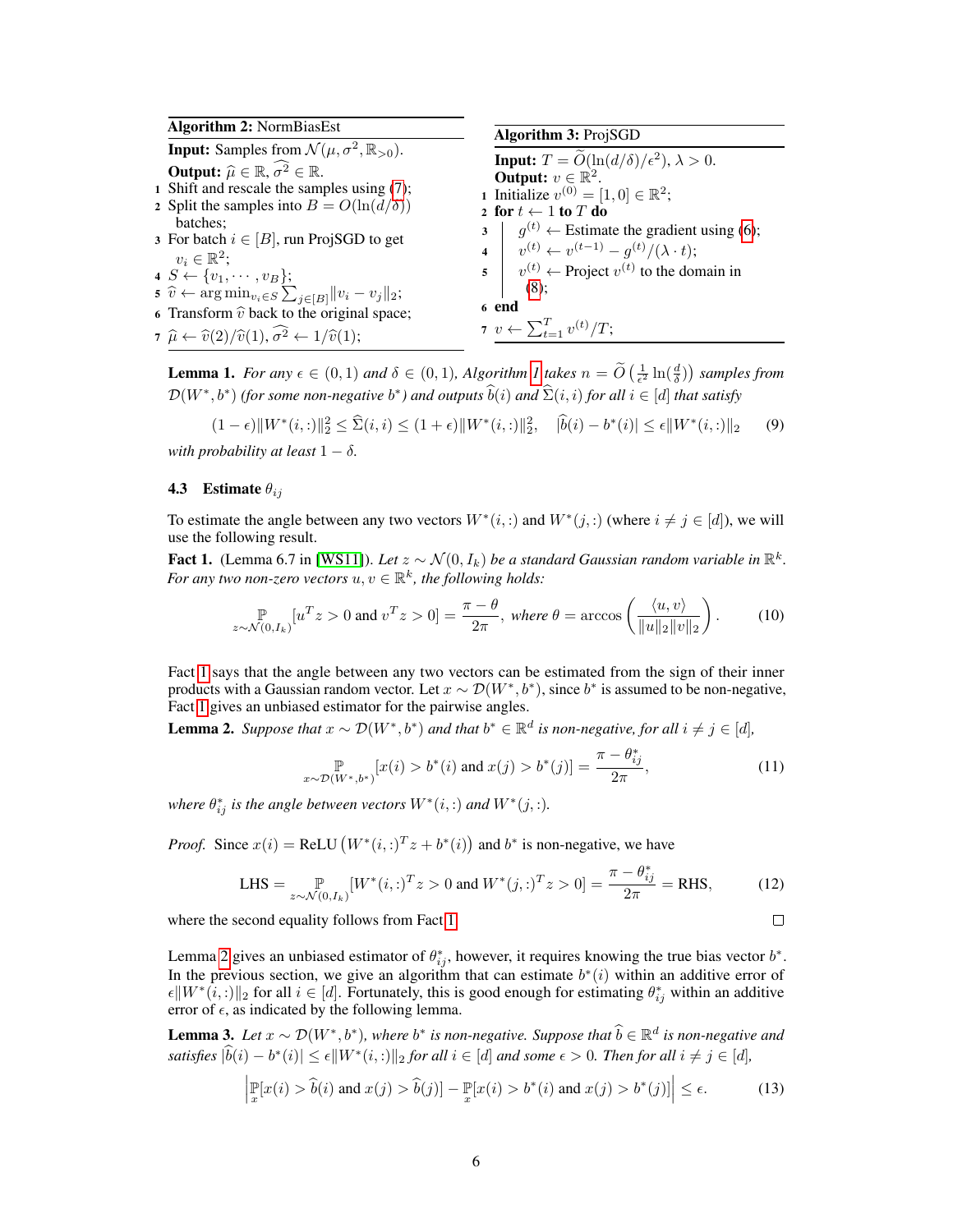**Algorithm 2:** NormBiasEst

**Input:** Samples from $\mathcal{N}(\mu, \sigma^2, \mathbb{R}_{>0})$.

**Output:** $\widehat{\mu} \in \mathbb{R}$, $\widehat{\sigma^2} \in \mathbb{R}$.

1. Shift and rescale the samples using (7);
2. Split the samples into $B = O(\ln(d/\delta))$ batches;
3. For batch $i \in [B]$, run ProjSGD to get $v_i \in \mathbb{R}^2$;
4. $S \leftarrow \{v_1, \cdots, v_B\}$;
5. $\widehat{v} \leftarrow \arg\min_{v_i \in S} \sum_{j \in [B]} \|v_i - v_j\|_2$;
6. Transform $\widehat{v}$ back to the original space;
7. $\widehat{\mu} \leftarrow \widehat{v}(2)/\widehat{v}(1)$, $\widehat{\sigma^2} \leftarrow 1/\widehat{v}(1)$;

**Algorithm 3:** ProjSGD

**Input:** $T = \widetilde{O}(\ln(d/\delta)/\epsilon^2)$, $\lambda > 0$.

**Output:** $v \in \mathbb{R}^2$.

1. Initialize $v^{(0)} = [1, 0] \in \mathbb{R}^2$;
2. **for** $t \leftarrow 1$ **to** $T$ **do**
3. $\quad g^{(t)} \leftarrow$ Estimate the gradient using (6);
4. $\quad v^{(t)} \leftarrow v^{(t-1)} - g^{(t)}/(\lambda \cdot t)$;
5. $\quad v^{(t)} \leftarrow$ Project $v^{(t)}$ to the domain in (8);
6. **end**
7. $v \leftarrow \sum_{t=1}^{T} v^{(t)}/T$;

**Lemma 1.** *For any $\epsilon \in (0,1)$ and $\delta \in (0,1)$, Algorithm 1 takes $n = \widetilde{O}\left(\frac{1}{\epsilon^2}\ln(\frac{d}{\delta})\right)$ samples from $\mathcal{D}(W^*, b^*)$ (for some non-negative $b^*$) and outputs $\widehat{b}(i)$ and $\widehat{\Sigma}(i,i)$ for all $i \in [d]$ that satisfy*

$$(1-\epsilon)\|W^*(i,:)\|_2^2 \le \widehat{\Sigma}(i,i) \le (1+\epsilon)\|W^*(i,:)\|_2^2, \quad |\widehat{b}(i) - b^*(i)| \le \epsilon\|W^*(i,:)\|_2 \tag{9}$$

*with probability at least $1 - \delta$.*

### 4.3 Estimate $\theta_{ij}$

To estimate the angle between any two vectors $W^*(i,:)$ and $W^*(j,:)$ (where $i \ne j \in [d]$), we will use the following result.

**Fact 1.** (Lemma 6.7 in [WS11]). *Let $z \sim \mathcal{N}(0, I_k)$ be a standard Gaussian random variable in $\mathbb{R}^k$. For any two non-zero vectors $u, v \in \mathbb{R}^k$, the following holds:*

$$\mathop{\mathbb{P}}_{z \sim \mathcal{N}(0,I_k)}[u^T z > 0 \text{ and } v^T z > 0] = \frac{\pi - \theta}{2\pi}, \text{ where } \theta = \arccos\left(\frac{\langle u, v\rangle}{\|u\|_2\|v\|_2}\right). \tag{10}$$

Fact 1 says that the angle between any two vectors can be estimated from the sign of their inner products with a Gaussian random vector. Let $x \sim \mathcal{D}(W^*, b^*)$, since $b^*$ is assumed to be non-negative, Fact 1 gives an unbiased estimator for the pairwise angles.

**Lemma 2.** *Suppose that $x \sim \mathcal{D}(W^*, b^*)$ and that $b^* \in \mathbb{R}^d$ is non-negative, for all $i \ne j \in [d]$,*

$$\mathop{\mathbb{P}}_{x \sim \mathcal{D}(W^*,b^*)}[x(i) > b^*(i) \text{ and } x(j) > b^*(j)] = \frac{\pi - \theta_{ij}^*}{2\pi}, \tag{11}$$

*where $\theta_{ij}^*$ is the angle between vectors $W^*(i,:)$ and $W^*(j,:)$.*

*Proof.* Since $x(i) = \text{ReLU}\left(W^*(i,:)^T z + b^*(i)\right)$ and $b^*$ is non-negative, we have

$$\text{LHS} = \mathop{\mathbb{P}}_{z \sim \mathcal{N}(0,I_k)}[W^*(i,:)^T z > 0 \text{ and } W^*(j,:)^T z > 0] = \frac{\pi - \theta_{ij}^*}{2\pi} = \text{RHS}, \tag{12}$$

where the second equality follows from Fact 1. □

Lemma 2 gives an unbiased estimator of $\theta_{ij}^*$, however, it requires knowing the true bias vector $b^*$. In the previous section, we give an algorithm that can estimate $b^*(i)$ within an additive error of $\epsilon\|W^*(i,:)\|_2$ for all $i \in [d]$. Fortunately, this is good enough for estimating $\theta_{ij}^*$ within an additive error of $\epsilon$, as indicated by the following lemma.

**Lemma 3.** *Let $x \sim \mathcal{D}(W^*, b^*)$, where $b^*$ is non-negative. Suppose that $\widehat{b} \in \mathbb{R}^d$ is non-negative and satisfies $|\widehat{b}(i) - b^*(i)| \le \epsilon\|W^*(i,:)\|_2$ for all $i \in [d]$ and some $\epsilon > 0$. Then for all $i \ne j \in [d]$,*

$$\left|\mathop{\mathbb{P}}_{x}[x(i) > \widehat{b}(i) \text{ and } x(j) > \widehat{b}(j)] - \mathop{\mathbb{P}}_{x}[x(i) > b^*(i) \text{ and } x(j) > b^*(j)]\right| \le \epsilon. \tag{13}$$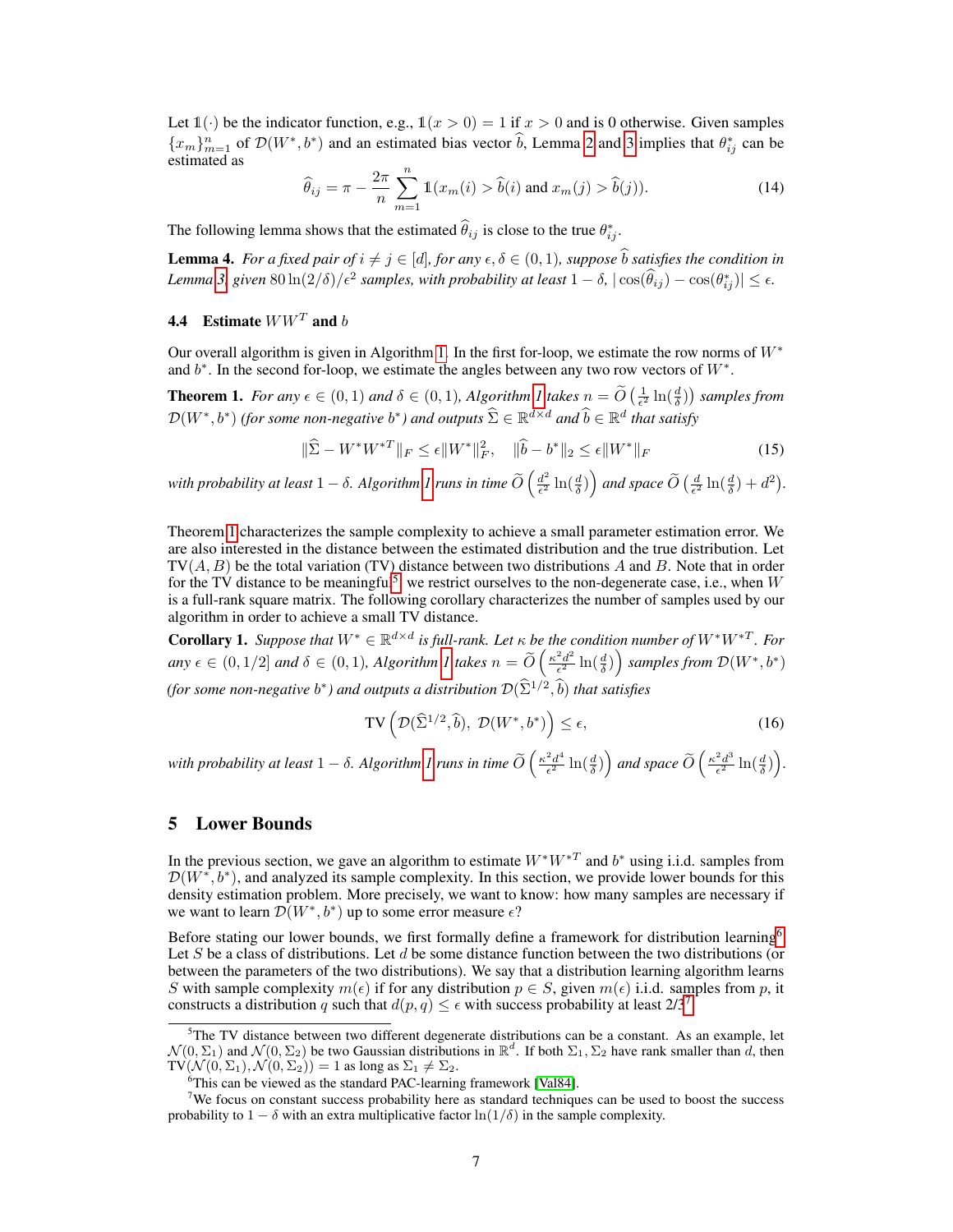Let $\mathbb{1}(\cdot)$ be the indicator function, e.g., $\mathbb{1}(x > 0) = 1$ if $x > 0$ and is 0 otherwise. Given samples $\{x_m\}_{m=1}^n$ of $\mathcal{D}(W^*, b^*)$ and an estimated bias vector $\widehat{b}$, Lemma 2 and 3 implies that $\theta^*_{ij}$ can be estimated as

$$\widehat{\theta}_{ij} = \pi - \frac{2\pi}{n} \sum_{m=1}^{n} \mathbb{1}(x_m(i) > \widehat{b}(i) \text{ and } x_m(j) > \widehat{b}(j)). \tag{14}$$

The following lemma shows that the estimated $\widehat{\theta}_{ij}$ is close to the true $\theta^*_{ij}$.

**Lemma 4.** *For a fixed pair of $i \neq j \in [d]$, for any $\epsilon, \delta \in (0, 1)$, suppose $\widehat{b}$ satisfies the condition in Lemma 3, given $80 \ln(2/\delta)/\epsilon^2$ samples, with probability at least $1 - \delta$, $|\cos(\widehat{\theta}_{ij}) - \cos(\theta^*_{ij})| \leq \epsilon$.*

### 4.4 Estimate $WW^T$ and $b$

Our overall algorithm is given in Algorithm 1. In the first for-loop, we estimate the row norms of $W^*$ and $b^*$. In the second for-loop, we estimate the angles between any two row vectors of $W^*$.

**Theorem 1.** *For any $\epsilon \in (0, 1)$ and $\delta \in (0, 1)$, Algorithm 1 takes $n = \widetilde{O}\left(\frac{1}{\epsilon^2} \ln(\frac{d}{\delta})\right)$ samples from $\mathcal{D}(W^*, b^*)$ (for some non-negative $b^*$) and outputs $\widehat{\Sigma} \in \mathbb{R}^{d \times d}$ and $\widehat{b} \in \mathbb{R}^d$ that satisfy*

$$\|\widehat{\Sigma} - W^* W^{*T}\|_F \leq \epsilon \|W^*\|_F^2, \quad \|\widehat{b} - b^*\|_2 \leq \epsilon \|W^*\|_F \tag{15}$$

*with probability at least $1 - \delta$. Algorithm 1 runs in time $\widetilde{O}\left(\frac{d^2}{\epsilon^2} \ln(\frac{d}{\delta})\right)$ and space $\widetilde{O}\left(\frac{d}{\epsilon^2} \ln(\frac{d}{\delta}) + d^2\right)$.*

Theorem 1 characterizes the sample complexity to achieve a small parameter estimation error. We are also interested in the distance between the estimated distribution and the true distribution. Let $\text{TV}(A, B)$ be the total variation (TV) distance between two distributions $A$ and $B$. Note that in order for the TV distance to be meaningful[5], we restrict ourselves to the non-degenerate case, i.e., when $W$ is a full-rank square matrix. The following corollary characterizes the number of samples used by our algorithm in order to achieve a small TV distance.

**Corollary 1.** *Suppose that $W^* \in \mathbb{R}^{d \times d}$ is full-rank. Let $\kappa$ be the condition number of $W^* W^{*T}$. For any $\epsilon \in (0, 1/2]$ and $\delta \in (0, 1)$, Algorithm 1 takes $n = \widetilde{O}\left(\frac{\kappa^2 d^2}{\epsilon^2} \ln(\frac{d}{\delta})\right)$ samples from $\mathcal{D}(W^*, b^*)$ (for some non-negative $b^*$) and outputs a distribution $\mathcal{D}(\widehat{\Sigma}^{1/2}, \widehat{b})$ that satisfies*

$$\text{TV}\left(\mathcal{D}(\widehat{\Sigma}^{1/2}, \widehat{b}),\ \mathcal{D}(W^*, b^*)\right) \leq \epsilon, \tag{16}$$

*with probability at least $1 - \delta$. Algorithm 1 runs in time $\widetilde{O}\left(\frac{\kappa^2 d^4}{\epsilon^2} \ln(\frac{d}{\delta})\right)$ and space $\widetilde{O}\left(\frac{\kappa^2 d^3}{\epsilon^2} \ln(\frac{d}{\delta})\right)$.*

## 5 Lower Bounds

In the previous section, we gave an algorithm to estimate $W^* W^{*T}$ and $b^*$ using i.i.d. samples from $\mathcal{D}(W^*, b^*)$, and analyzed its sample complexity. In this section, we provide lower bounds for this density estimation problem. More precisely, we want to know: how many samples are necessary if we want to learn $\mathcal{D}(W^*, b^*)$ up to some error measure $\epsilon$?

Before stating our lower bounds, we first formally define a framework for distribution learning[6]. Let $S$ be a class of distributions. Let $d$ be some distance function between the two distributions (or between the parameters of the two distributions). We say that a distribution learning algorithm learns $S$ with sample complexity $m(\epsilon)$ if for any distribution $p \in S$, given $m(\epsilon)$ i.i.d. samples from $p$, it constructs a distribution $q$ such that $d(p, q) \leq \epsilon$ with success probability at least 2/3[7].

[5] The TV distance between two different degenerate distributions can be a constant. As an example, let $\mathcal{N}(0, \Sigma_1)$ and $\mathcal{N}(0, \Sigma_2)$ be two Gaussian distributions in $\mathbb{R}^d$. If both $\Sigma_1, \Sigma_2$ have rank smaller than $d$, then $\text{TV}(\mathcal{N}(0, \Sigma_1), \mathcal{N}(0, \Sigma_2)) = 1$ as long as $\Sigma_1 \neq \Sigma_2$.

[6] This can be viewed as the standard PAC-learning framework [Val84].

[7] We focus on constant success probability here as standard techniques can be used to boost the success probability to $1 - \delta$ with an extra multiplicative factor $\ln(1/\delta)$ in the sample complexity.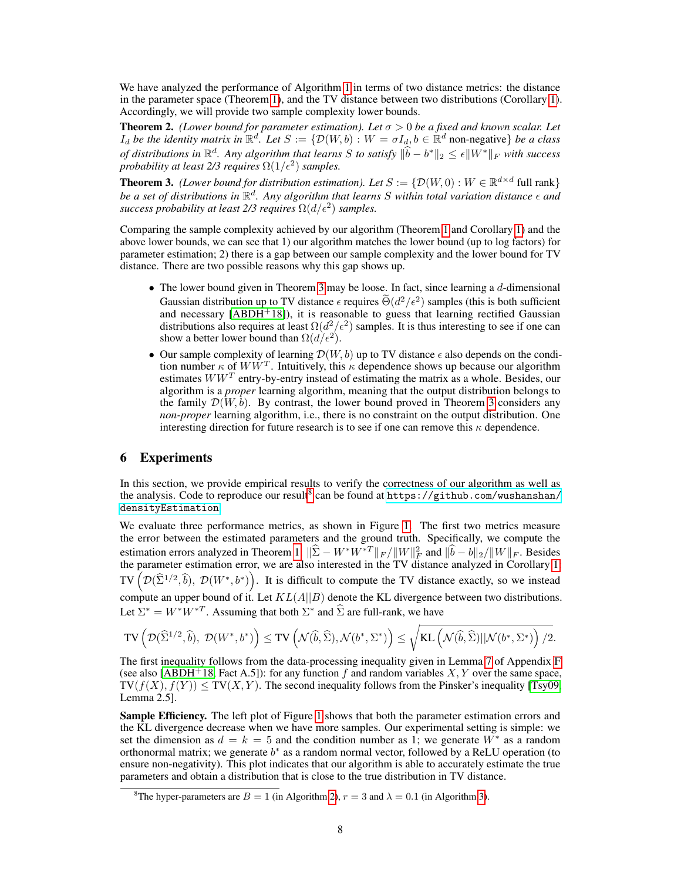We have analyzed the performance of Algorithm 1 in terms of two distance metrics: the distance in the parameter space (Theorem 1), and the TV distance between two distributions (Corollary 1). Accordingly, we will provide two sample complexity lower bounds.

**Theorem 2.** *(Lower bound for parameter estimation). Let $\sigma > 0$ be a fixed and known scalar. Let $I_d$ be the identity matrix in $\mathbb{R}^d$. Let $S := \{\mathcal{D}(W, b) : W = \sigma I_d, b \in \mathbb{R}^d$ non-negative$\}$ be a class of distributions in $\mathbb{R}^d$. Any algorithm that learns $S$ to satisfy $\|\widehat{b} - b^*\|_2 \leq \epsilon \|W^*\|_F$ with success probability at least 2/3 requires $\Omega(1/\epsilon^2)$ samples.*

**Theorem 3.** *(Lower bound for distribution estimation). Let $S := \{\mathcal{D}(W, 0) : W \in \mathbb{R}^{d\times d}$ full rank$\}$ be a set of distributions in $\mathbb{R}^d$. Any algorithm that learns $S$ within total variation distance $\epsilon$ and success probability at least 2/3 requires $\Omega(d/\epsilon^2)$ samples.*

Comparing the sample complexity achieved by our algorithm (Theorem 1 and Corollary 1) and the above lower bounds, we can see that 1) our algorithm matches the lower bound (up to log factors) for parameter estimation; 2) there is a gap between our sample complexity and the lower bound for TV distance. There are two possible reasons why this gap shows up.

- The lower bound given in Theorem 3 may be loose. In fact, since learning a $d$-dimensional Gaussian distribution up to TV distance $\epsilon$ requires $\widetilde{\Theta}(d^2/\epsilon^2)$ samples (this is both sufficient and necessary [ABDH+18]), it is reasonable to guess that learning rectified Gaussian distributions also requires at least $\Omega(d^2/\epsilon^2)$ samples. It is thus interesting to see if one can show a better lower bound than $\Omega(d/\epsilon^2)$.
- Our sample complexity of learning $\mathcal{D}(W, b)$ up to TV distance $\epsilon$ also depends on the condition number $\kappa$ of $WW^T$. Intuitively, this $\kappa$ dependence shows up because our algorithm estimates $WW^T$ entry-by-entry instead of estimating the matrix as a whole. Besides, our algorithm is a *proper* learning algorithm, meaning that the output distribution belongs to the family $\mathcal{D}(W, b)$. By contrast, the lower bound proved in Theorem 3 considers any *non-proper* learning algorithm, i.e., there is no constraint on the output distribution. One interesting direction for future research is to see if one can remove this $\kappa$ dependence.

## 6 Experiments

In this section, we provide empirical results to verify the correctness of our algorithm as well as the analysis. Code to reproduce our result[8] can be found at https://github.com/wushanshan/densityEstimation.

We evaluate three performance metrics, as shown in Figure 1. The first two metrics measure the error between the estimated parameters and the ground truth. Specifically, we compute the estimation errors analyzed in Theorem 1: $\|\widehat{\Sigma} - W^*W^{*T}\|_F/\|W\|_F^2$ and $\|\widehat{b} - b\|_2/\|W\|_F$. Besides the parameter estimation error, we are also interested in the TV distance analyzed in Corollary 1: $\mathrm{TV}\left(\mathcal{D}(\widehat{\Sigma}^{1/2}, \widehat{b}),\ \mathcal{D}(W^*, b^*)\right)$. It is difficult to compute the TV distance exactly, so we instead compute an upper bound of it. Let $KL(A||B)$ denote the KL divergence between two distributions. Let $\Sigma^* = W^*W^{*T}$. Assuming that both $\Sigma^*$ and $\widehat{\Sigma}$ are full-rank, we have

$$\mathrm{TV}\left(\mathcal{D}(\widehat{\Sigma}^{1/2}, \widehat{b}),\ \mathcal{D}(W^*, b^*)\right) \leq \mathrm{TV}\left(\mathcal{N}(\widehat{b}, \widehat{\Sigma}), \mathcal{N}(b^*, \Sigma^*)\right) \leq \sqrt{\mathrm{KL}\left(\mathcal{N}(\widehat{b}, \widehat{\Sigma})||\mathcal{N}(b^*, \Sigma^*)\right)/2}.$$

The first inequality follows from the data-processing inequality given in Lemma 7 of Appendix F (see also [ABDH+18, Fact A.5]): for any function $f$ and random variables $X, Y$ over the same space, $\mathrm{TV}(f(X), f(Y)) \leq \mathrm{TV}(X, Y)$. The second inequality follows from the Pinsker's inequality [Tsy09, Lemma 2.5].

**Sample Efficiency.** The left plot of Figure 1 shows that both the parameter estimation errors and the KL divergence decrease when we have more samples. Our experimental setting is simple: we set the dimension as $d = k = 5$ and the condition number as 1; we generate $W^*$ as a random orthonormal matrix; we generate $b^*$ as a random normal vector, followed by a ReLU operation (to ensure non-negativity). This plot indicates that our algorithm is able to accurately estimate the true parameters and obtain a distribution that is close to the true distribution in TV distance.

[8]The hyper-parameters are $B = 1$ (in Algorithm 2), $r = 3$ and $\lambda = 0.1$ (in Algorithm 3).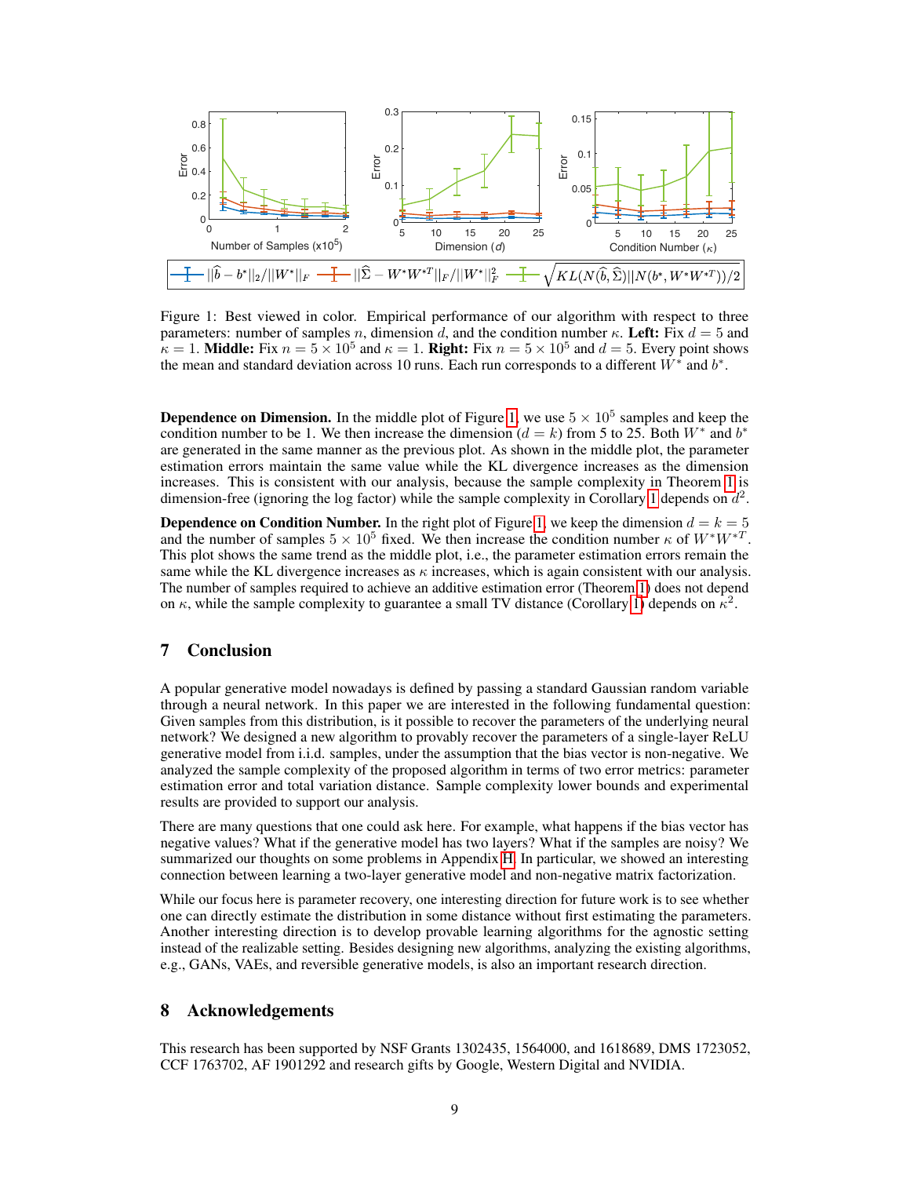Figure 1: Best viewed in color. Empirical performance of our algorithm with respect to three parameters: number of samples $n$, dimension $d$, and the condition number $\kappa$. **Left:** Fix $d = 5$ and $\kappa = 1$. **Middle:** Fix $n = 5 \times 10^5$ and $\kappa = 1$. **Right:** Fix $n = 5 \times 10^5$ and $d = 5$. Every point shows the mean and standard deviation across 10 runs. Each run corresponds to a different $W^*$ and $b^*$.

**Dependence on Dimension.** In the middle plot of Figure 1, we use $5 \times 10^5$ samples and keep the condition number to be 1. We then increase the dimension ($d = k$) from 5 to 25. Both $W^*$ and $b^*$ are generated in the same manner as the previous plot. As shown in the middle plot, the parameter estimation errors maintain the same value while the KL divergence increases as the dimension increases. This is consistent with our analysis, because the sample complexity in Theorem 1 is dimension-free (ignoring the log factor) while the sample complexity in Corollary 1 depends on $d^2$.

**Dependence on Condition Number.** In the right plot of Figure 1, we keep the dimension $d = k = 5$ and the number of samples $5 \times 10^5$ fixed. We then increase the condition number $\kappa$ of $W^*W^{*T}$. This plot shows the same trend as the middle plot, i.e., the parameter estimation errors remain the same while the KL divergence increases as $\kappa$ increases, which is again consistent with our analysis. The number of samples required to achieve an additive estimation error (Theorem 1) does not depend on $\kappa$, while the sample complexity to guarantee a small TV distance (Corollary 1) depends on $\kappa^2$.

## 7 Conclusion

A popular generative model nowadays is defined by passing a standard Gaussian random variable through a neural network. In this paper we are interested in the following fundamental question: Given samples from this distribution, is it possible to recover the parameters of the underlying neural network? We designed a new algorithm to provably recover the parameters of a single-layer ReLU generative model from i.i.d. samples, under the assumption that the bias vector is non-negative. We analyzed the sample complexity of the proposed algorithm in terms of two error metrics: parameter estimation error and total variation distance. Sample complexity lower bounds and experimental results are provided to support our analysis.

There are many questions that one could ask here. For example, what happens if the bias vector has negative values? What if the generative model has two layers? What if the samples are noisy? We summarized our thoughts on some problems in Appendix H. In particular, we showed an interesting connection between learning a two-layer generative model and non-negative matrix factorization.

While our focus here is parameter recovery, one interesting direction for future work is to see whether one can directly estimate the distribution in some distance without first estimating the parameters. Another interesting direction is to develop provable learning algorithms for the agnostic setting instead of the realizable setting. Besides designing new algorithms, analyzing the existing algorithms, e.g., GANs, VAEs, and reversible generative models, is also an important research direction.

## 8 Acknowledgements

This research has been supported by NSF Grants 1302435, 1564000, and 1618689, DMS 1723052, CCF 1763702, AF 1901292 and research gifts by Google, Western Digital and NVIDIA.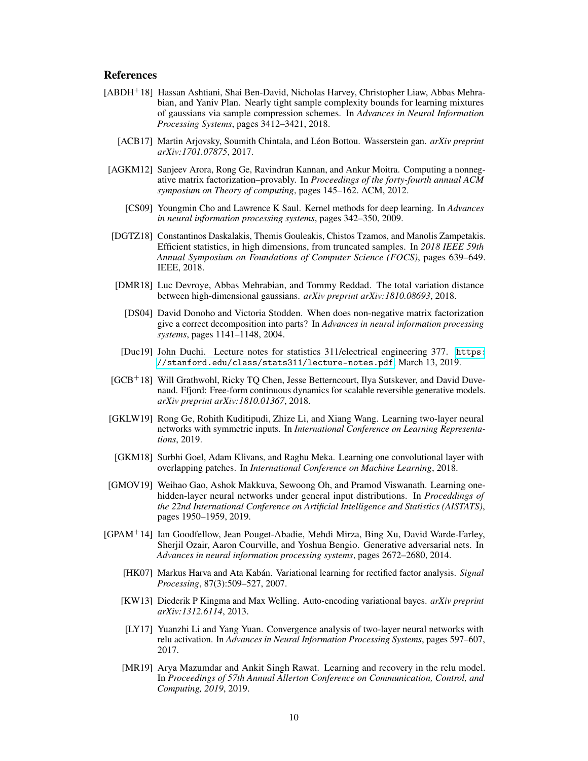## References

[ABDH$^+$18] Hassan Ashtiani, Shai Ben-David, Nicholas Harvey, Christopher Liaw, Abbas Mehrabian, and Yaniv Plan. Nearly tight sample complexity bounds for learning mixtures of gaussians via sample compression schemes. In *Advances in Neural Information Processing Systems*, pages 3412–3421, 2018.

[ACB17] Martin Arjovsky, Soumith Chintala, and Léon Bottou. Wasserstein gan. *arXiv preprint arXiv:1701.07875*, 2017.

[AGKM12] Sanjeev Arora, Rong Ge, Ravindran Kannan, and Ankur Moitra. Computing a nonnegative matrix factorization–provably. In *Proceedings of the forty-fourth annual ACM symposium on Theory of computing*, pages 145–162. ACM, 2012.

[CS09] Youngmin Cho and Lawrence K Saul. Kernel methods for deep learning. In *Advances in neural information processing systems*, pages 342–350, 2009.

[DGTZ18] Constantinos Daskalakis, Themis Gouleakis, Chistos Tzamos, and Manolis Zampetakis. Efficient statistics, in high dimensions, from truncated samples. In *2018 IEEE 59th Annual Symposium on Foundations of Computer Science (FOCS)*, pages 639–649. IEEE, 2018.

[DMR18] Luc Devroye, Abbas Mehrabian, and Tommy Reddad. The total variation distance between high-dimensional gaussians. *arXiv preprint arXiv:1810.08693*, 2018.

[DS04] David Donoho and Victoria Stodden. When does non-negative matrix factorization give a correct decomposition into parts? In *Advances in neural information processing systems*, pages 1141–1148, 2004.

[Duc19] John Duchi. Lecture notes for statistics 311/electrical engineering 377. https://stanford.edu/class/stats311/lecture-notes.pdf, March 13, 2019.

[GCB$^+$18] Will Grathwohl, Ricky TQ Chen, Jesse Betterncourt, Ilya Sutskever, and David Duvenaud. Ffjord: Free-form continuous dynamics for scalable reversible generative models. *arXiv preprint arXiv:1810.01367*, 2018.

[GKLW19] Rong Ge, Rohith Kuditipudi, Zhize Li, and Xiang Wang. Learning two-layer neural networks with symmetric inputs. In *International Conference on Learning Representations*, 2019.

[GKM18] Surbhi Goel, Adam Klivans, and Raghu Meka. Learning one convolutional layer with overlapping patches. In *International Conference on Machine Learning*, 2018.

[GMOV19] Weihao Gao, Ashok Makkuva, Sewoong Oh, and Pramod Viswanath. Learning one-hidden-layer neural networks under general input distributions. In *Proceddings of the 22nd International Conference on Artificial Intelligence and Statistics (AISTATS)*, pages 1950–1959, 2019.

[GPAM$^+$14] Ian Goodfellow, Jean Pouget-Abadie, Mehdi Mirza, Bing Xu, David Warde-Farley, Sherjil Ozair, Aaron Courville, and Yoshua Bengio. Generative adversarial nets. In *Advances in neural information processing systems*, pages 2672–2680, 2014.

[HK07] Markus Harva and Ata Kabán. Variational learning for rectified factor analysis. *Signal Processing*, 87(3):509–527, 2007.

[KW13] Diederik P Kingma and Max Welling. Auto-encoding variational bayes. *arXiv preprint arXiv:1312.6114*, 2013.

[LY17] Yuanzhi Li and Yang Yuan. Convergence analysis of two-layer neural networks with relu activation. In *Advances in Neural Information Processing Systems*, pages 597–607, 2017.

[MR19] Arya Mazumdar and Ankit Singh Rawat. Learning and recovery in the relu model. In *Proceedings of 57th Annual Allerton Conference on Communication, Control, and Computing, 2019*, 2019.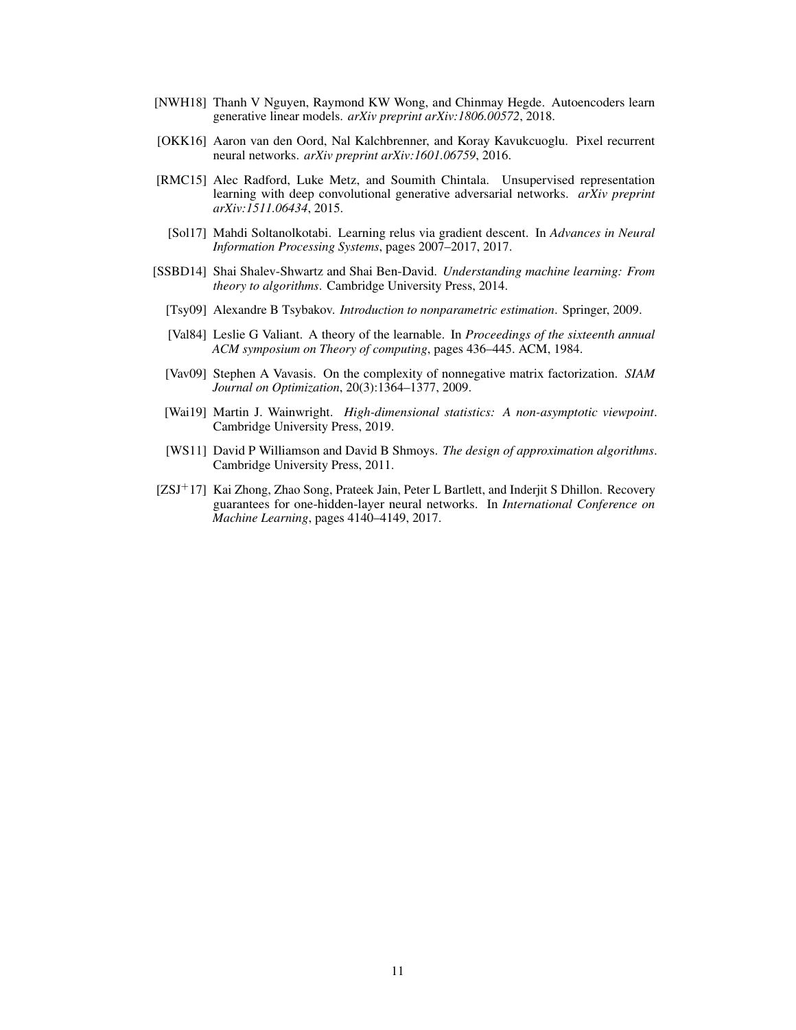[NWH18] Thanh V Nguyen, Raymond KW Wong, and Chinmay Hegde. Autoencoders learn generative linear models. *arXiv preprint arXiv:1806.00572*, 2018.

[OKK16] Aaron van den Oord, Nal Kalchbrenner, and Koray Kavukcuoglu. Pixel recurrent neural networks. *arXiv preprint arXiv:1601.06759*, 2016.

[RMC15] Alec Radford, Luke Metz, and Soumith Chintala. Unsupervised representation learning with deep convolutional generative adversarial networks. *arXiv preprint arXiv:1511.06434*, 2015.

[Sol17] Mahdi Soltanolkotabi. Learning relus via gradient descent. In *Advances in Neural Information Processing Systems*, pages 2007–2017, 2017.

[SSBD14] Shai Shalev-Shwartz and Shai Ben-David. *Understanding machine learning: From theory to algorithms*. Cambridge University Press, 2014.

[Tsy09] Alexandre B Tsybakov. *Introduction to nonparametric estimation*. Springer, 2009.

[Val84] Leslie G Valiant. A theory of the learnable. In *Proceedings of the sixteenth annual ACM symposium on Theory of computing*, pages 436–445. ACM, 1984.

[Vav09] Stephen A Vavasis. On the complexity of nonnegative matrix factorization. *SIAM Journal on Optimization*, 20(3):1364–1377, 2009.

[Wai19] Martin J. Wainwright. *High-dimensional statistics: A non-asymptotic viewpoint*. Cambridge University Press, 2019.

[WS11] David P Williamson and David B Shmoys. *The design of approximation algorithms*. Cambridge University Press, 2011.

[ZSJ+17] Kai Zhong, Zhao Song, Prateek Jain, Peter L Bartlett, and Inderjit S Dhillon. Recovery guarantees for one-hidden-layer neural networks. In *International Conference on Machine Learning*, pages 4140–4149, 2017.